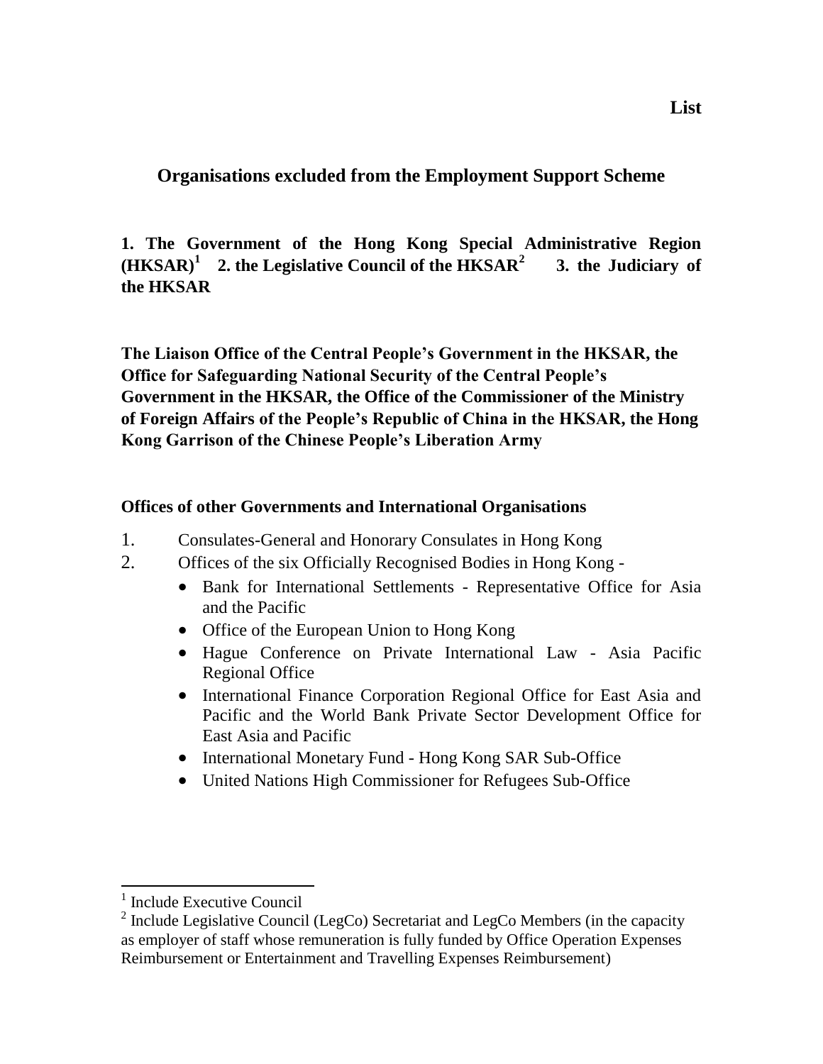**List**

## Organisations excluded from the Employment Support Scheme

**1. The Government of the Hong Kong Special Administrative Region (HKSAR)[1] 2. the Legislative Council of the HKSAR[2] 3. the Judiciary of the HKSAR**

**The Liaison Office of the Central People's Government in the HKSAR, the Office for Safeguarding National Security of the Central People's Government in the HKSAR, the Office of the Commissioner of the Ministry of Foreign Affairs of the People's Republic of China in the HKSAR, the Hong Kong Garrison of the Chinese People's Liberation Army**

### Offices of other Governments and International Organisations

1. Consulates-General and Honorary Consulates in Hong Kong
2. Offices of the six Officially Recognised Bodies in Hong Kong -
   - Bank for International Settlements - Representative Office for Asia and the Pacific
   - Office of the European Union to Hong Kong
   - Hague Conference on Private International Law - Asia Pacific Regional Office
   - International Finance Corporation Regional Office for East Asia and Pacific and the World Bank Private Sector Development Office for East Asia and Pacific
   - International Monetary Fund - Hong Kong SAR Sub-Office
   - United Nations High Commissioner for Refugees Sub-Office

---

[1] Include Executive Council

[2] Include Legislative Council (LegCo) Secretariat and LegCo Members (in the capacity as employer of staff whose remuneration is fully funded by Office Operation Expenses Reimbursement or Entertainment and Travelling Expenses Reimbursement)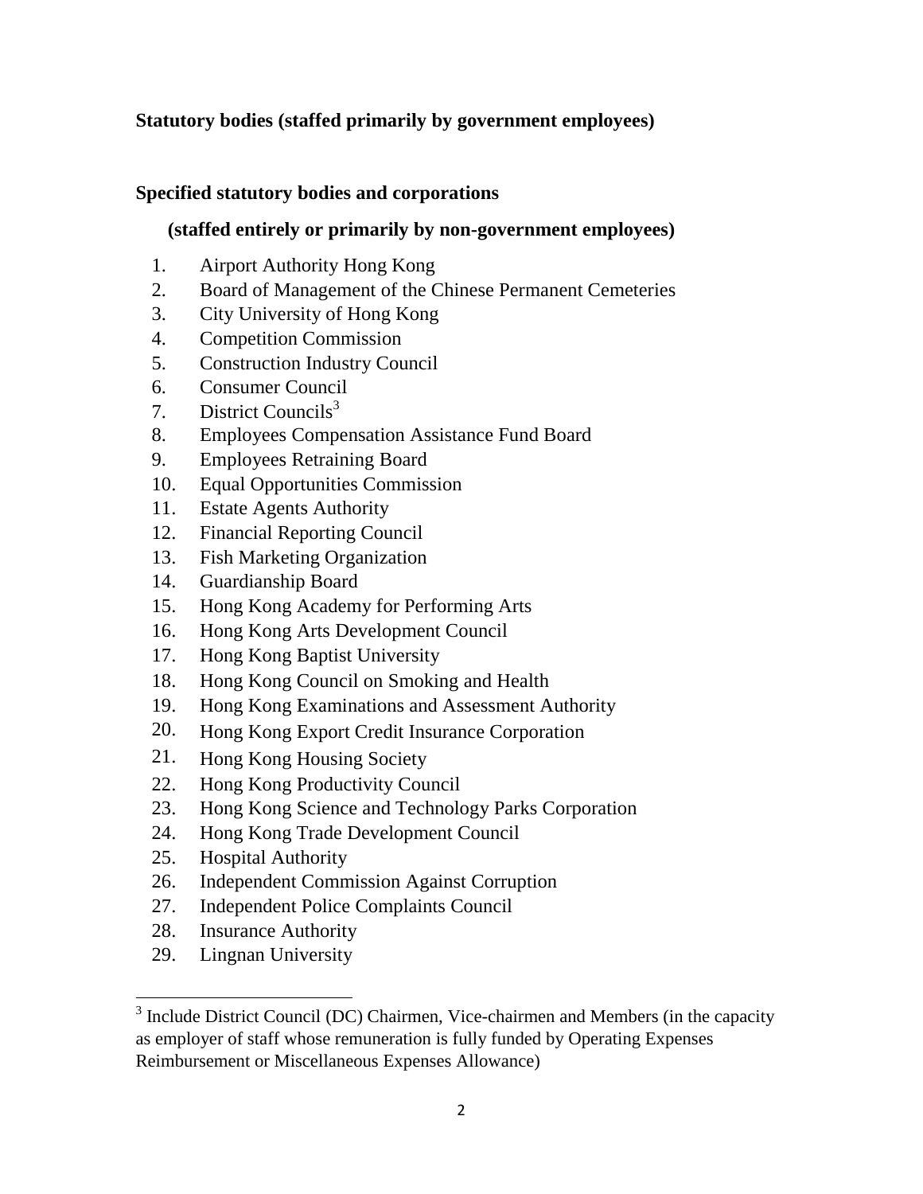**Statutory bodies (staffed primarily by government employees)**

**Specified statutory bodies and corporations**

**(staffed entirely or primarily by non-government employees)**

1. Airport Authority Hong Kong
2. Board of Management of the Chinese Permanent Cemeteries
3. City University of Hong Kong
4. Competition Commission
5. Construction Industry Council
6. Consumer Council
7. District Councils[3]
8. Employees Compensation Assistance Fund Board
9. Employees Retraining Board
10. Equal Opportunities Commission
11. Estate Agents Authority
12. Financial Reporting Council
13. Fish Marketing Organization
14. Guardianship Board
15. Hong Kong Academy for Performing Arts
16. Hong Kong Arts Development Council
17. Hong Kong Baptist University
18. Hong Kong Council on Smoking and Health
19. Hong Kong Examinations and Assessment Authority
20. Hong Kong Export Credit Insurance Corporation
21. Hong Kong Housing Society
22. Hong Kong Productivity Council
23. Hong Kong Science and Technology Parks Corporation
24. Hong Kong Trade Development Council
25. Hospital Authority
26. Independent Commission Against Corruption
27. Independent Police Complaints Council
28. Insurance Authority
29. Lingnan University

---

[3] Include District Council (DC) Chairmen, Vice-chairmen and Members (in the capacity as employer of staff whose remuneration is fully funded by Operating Expenses Reimbursement or Miscellaneous Expenses Allowance)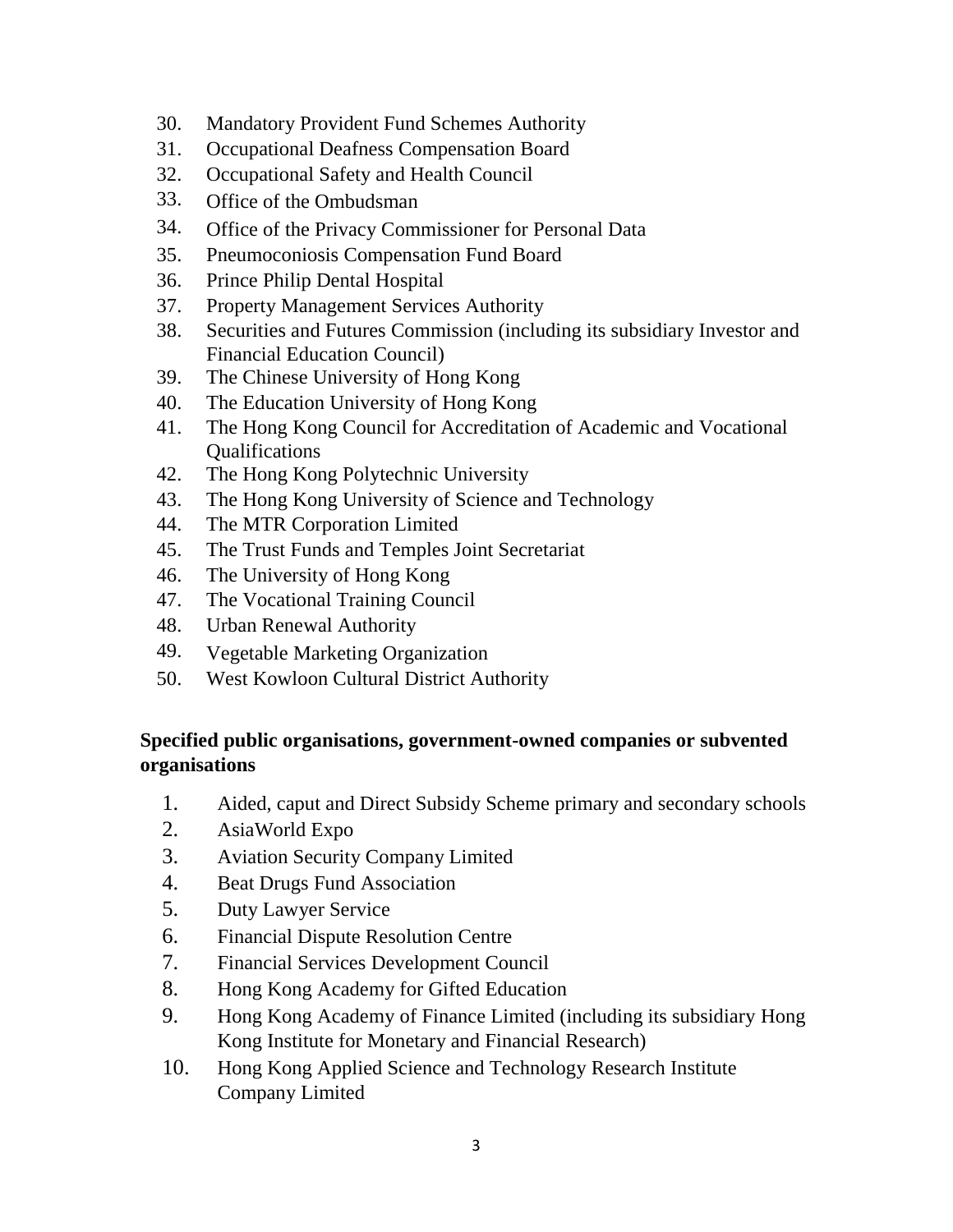30. Mandatory Provident Fund Schemes Authority
31. Occupational Deafness Compensation Board
32. Occupational Safety and Health Council
33. Office of the Ombudsman
34. Office of the Privacy Commissioner for Personal Data
35. Pneumoconiosis Compensation Fund Board
36. Prince Philip Dental Hospital
37. Property Management Services Authority
38. Securities and Futures Commission (including its subsidiary Investor and Financial Education Council)
39. The Chinese University of Hong Kong
40. The Education University of Hong Kong
41. The Hong Kong Council for Accreditation of Academic and Vocational Qualifications
42. The Hong Kong Polytechnic University
43. The Hong Kong University of Science and Technology
44. The MTR Corporation Limited
45. The Trust Funds and Temples Joint Secretariat
46. The University of Hong Kong
47. The Vocational Training Council
48. Urban Renewal Authority
49. Vegetable Marketing Organization
50. West Kowloon Cultural District Authority

**Specified public organisations, government-owned companies or subvented organisations**

1. Aided, caput and Direct Subsidy Scheme primary and secondary schools
2. AsiaWorld Expo
3. Aviation Security Company Limited
4. Beat Drugs Fund Association
5. Duty Lawyer Service
6. Financial Dispute Resolution Centre
7. Financial Services Development Council
8. Hong Kong Academy for Gifted Education
9. Hong Kong Academy of Finance Limited (including its subsidiary Hong Kong Institute for Monetary and Financial Research)
10. Hong Kong Applied Science and Technology Research Institute Company Limited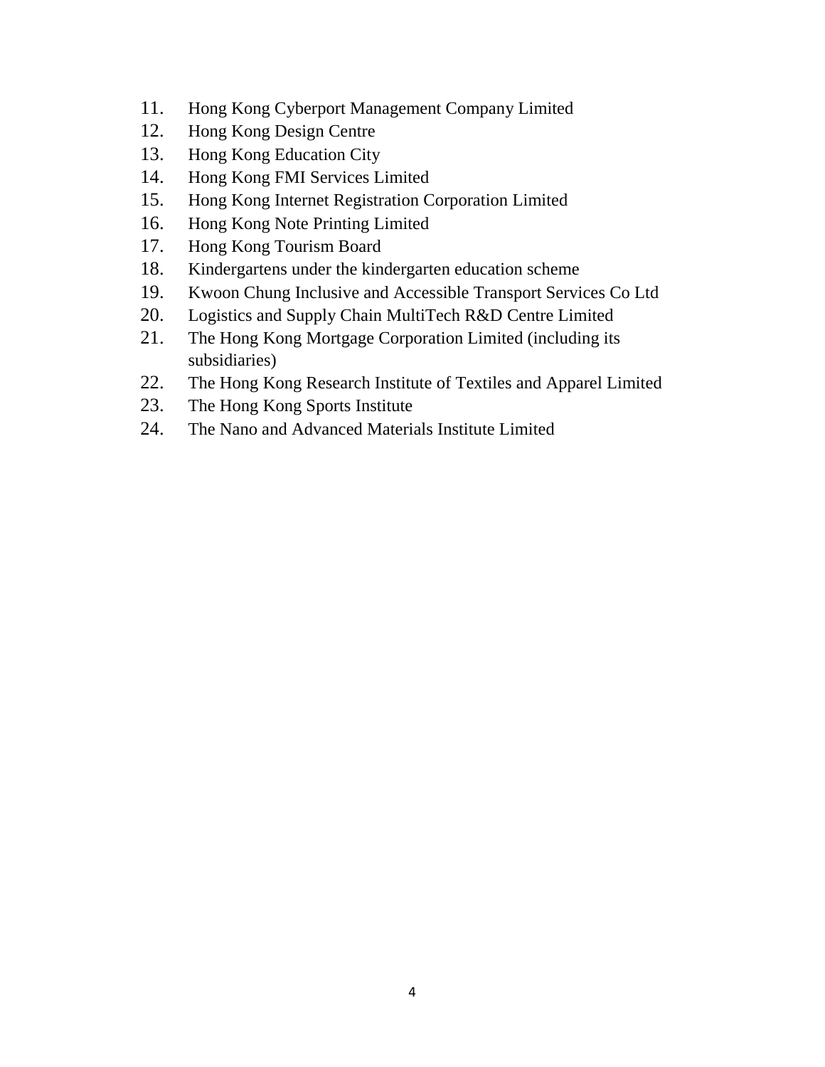11. Hong Kong Cyberport Management Company Limited
12. Hong Kong Design Centre
13. Hong Kong Education City
14. Hong Kong FMI Services Limited
15. Hong Kong Internet Registration Corporation Limited
16. Hong Kong Note Printing Limited
17. Hong Kong Tourism Board
18. Kindergartens under the kindergarten education scheme
19. Kwoon Chung Inclusive and Accessible Transport Services Co Ltd
20. Logistics and Supply Chain MultiTech R&D Centre Limited
21. The Hong Kong Mortgage Corporation Limited (including its subsidiaries)
22. The Hong Kong Research Institute of Textiles and Apparel Limited
23. The Hong Kong Sports Institute
24. The Nano and Advanced Materials Institute Limited